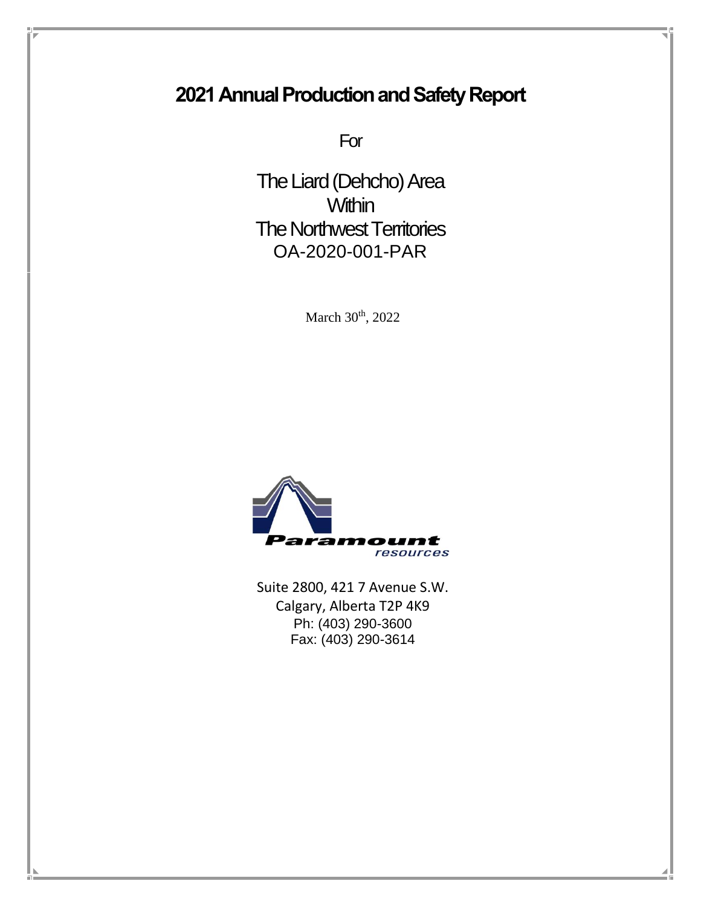# 2021 Annual Production and Safety Report

For

The Liard (Dehcho) Area
Within
The Northwest Territories
OA-2020-001-PAR

March 30th, 2022

Paramount
resources

Suite 2800, 421 7 Avenue S.W.
Calgary, Alberta T2P 4K9
Ph: (403) 290-3600
Fax: (403) 290-3614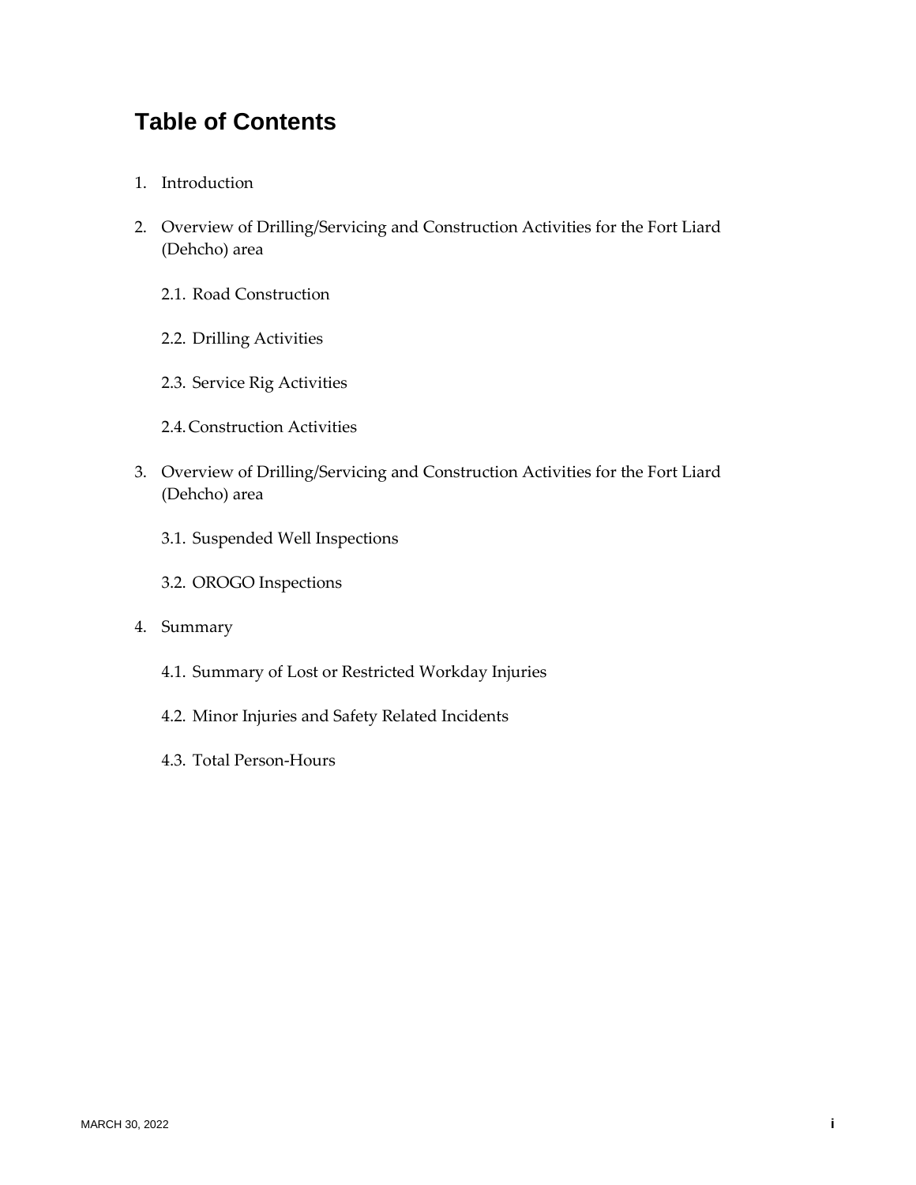## Table of Contents

1. Introduction
2. Overview of Drilling/Servicing and Construction Activities for the Fort Liard (Dehcho) area
   - 2.1. Road Construction
   - 2.2. Drilling Activities
   - 2.3. Service Rig Activities
   - 2.4. Construction Activities
3. Overview of Drilling/Servicing and Construction Activities for the Fort Liard (Dehcho) area
   - 3.1. Suspended Well Inspections
   - 3.2. OROGO Inspections
4. Summary
   - 4.1. Summary of Lost or Restricted Workday Injuries
   - 4.2. Minor Injuries and Safety Related Incidents
   - 4.3. Total Person-Hours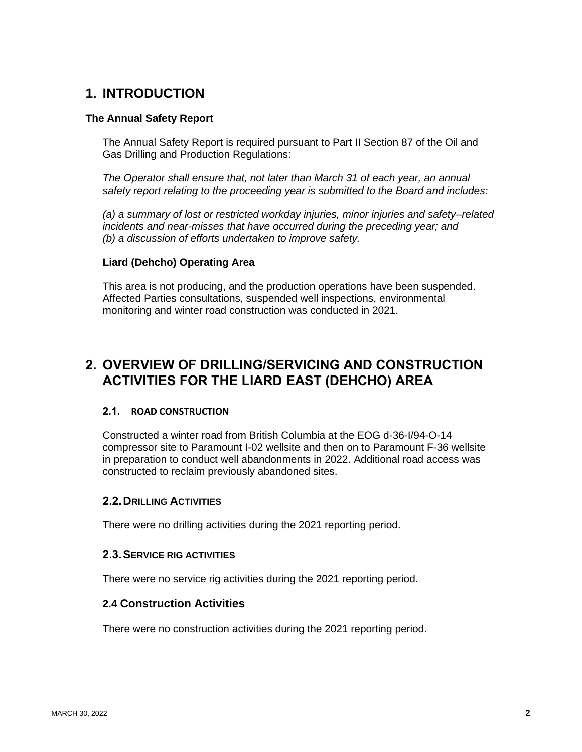# 1. INTRODUCTION

**The Annual Safety Report**

The Annual Safety Report is required pursuant to Part II Section 87 of the Oil and Gas Drilling and Production Regulations:

*The Operator shall ensure that, not later than March 31 of each year, an annual safety report relating to the proceeding year is submitted to the Board and includes:*

*(a) a summary of lost or restricted workday injuries, minor injuries and safety–related incidents and near-misses that have occurred during the preceding year; and*
*(b) a discussion of efforts undertaken to improve safety.*

**Liard (Dehcho) Operating Area**

This area is not producing, and the production operations have been suspended. Affected Parties consultations, suspended well inspections, environmental monitoring and winter road construction was conducted in 2021.

# 2. OVERVIEW OF DRILLING/SERVICING AND CONSTRUCTION ACTIVITIES FOR THE LIARD EAST (DEHCHO) AREA

### 2.1. ROAD CONSTRUCTION

Constructed a winter road from British Columbia at the EOG d-36-I/94-O-14 compressor site to Paramount I-02 wellsite and then on to Paramount F-36 wellsite in preparation to conduct well abandonments in 2022. Additional road access was constructed to reclaim previously abandoned sites.

### 2.2. DRILLING ACTIVITIES

There were no drilling activities during the 2021 reporting period.

### 2.3. SERVICE RIG ACTIVITIES

There were no service rig activities during the 2021 reporting period.

### 2.4 Construction Activities

There were no construction activities during the 2021 reporting period.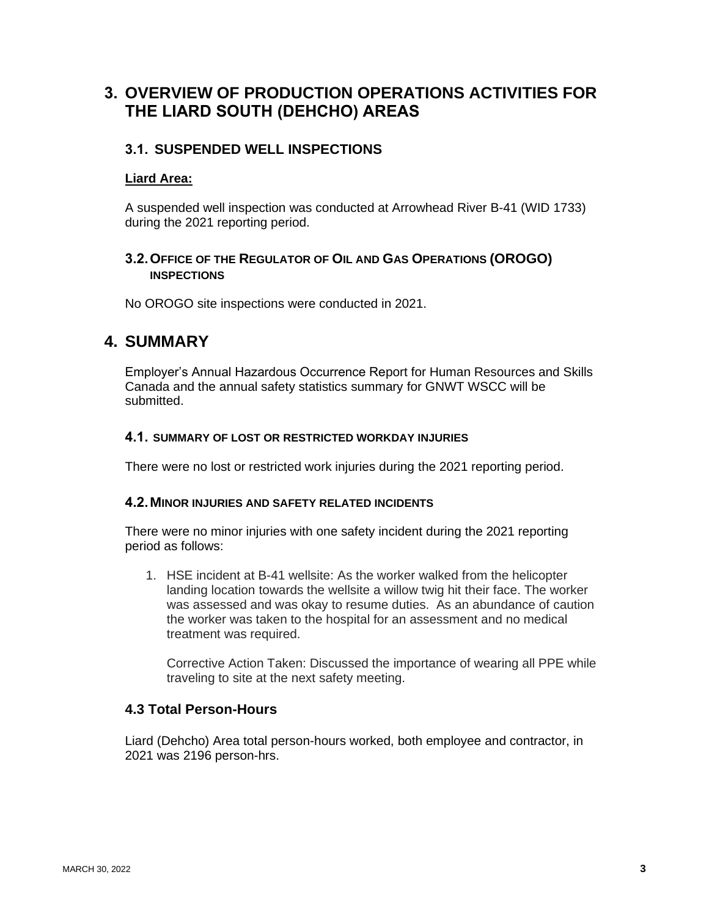# 3. OVERVIEW OF PRODUCTION OPERATIONS ACTIVITIES FOR THE LIARD SOUTH (DEHCHO) AREAS

## 3.1. SUSPENDED WELL INSPECTIONS

**Liard Area:**

A suspended well inspection was conducted at Arrowhead River B-41 (WID 1733) during the 2021 reporting period.

## 3.2. OFFICE OF THE REGULATOR OF OIL AND GAS OPERATIONS (OROGO) INSPECTIONS

No OROGO site inspections were conducted in 2021.

# 4. SUMMARY

Employer's Annual Hazardous Occurrence Report for Human Resources and Skills Canada and the annual safety statistics summary for GNWT WSCC will be submitted.

### 4.1. SUMMARY OF LOST OR RESTRICTED WORKDAY INJURIES

There were no lost or restricted work injuries during the 2021 reporting period.

### 4.2. MINOR INJURIES AND SAFETY RELATED INCIDENTS

There were no minor injuries with one safety incident during the 2021 reporting period as follows:

1. HSE incident at B-41 wellsite: As the worker walked from the helicopter landing location towards the wellsite a willow twig hit their face. The worker was assessed and was okay to resume duties. As an abundance of caution the worker was taken to the hospital for an assessment and no medical treatment was required.

   Corrective Action Taken: Discussed the importance of wearing all PPE while traveling to site at the next safety meeting.

## 4.3 Total Person-Hours

Liard (Dehcho) Area total person-hours worked, both employee and contractor, in 2021 was 2196 person-hrs.